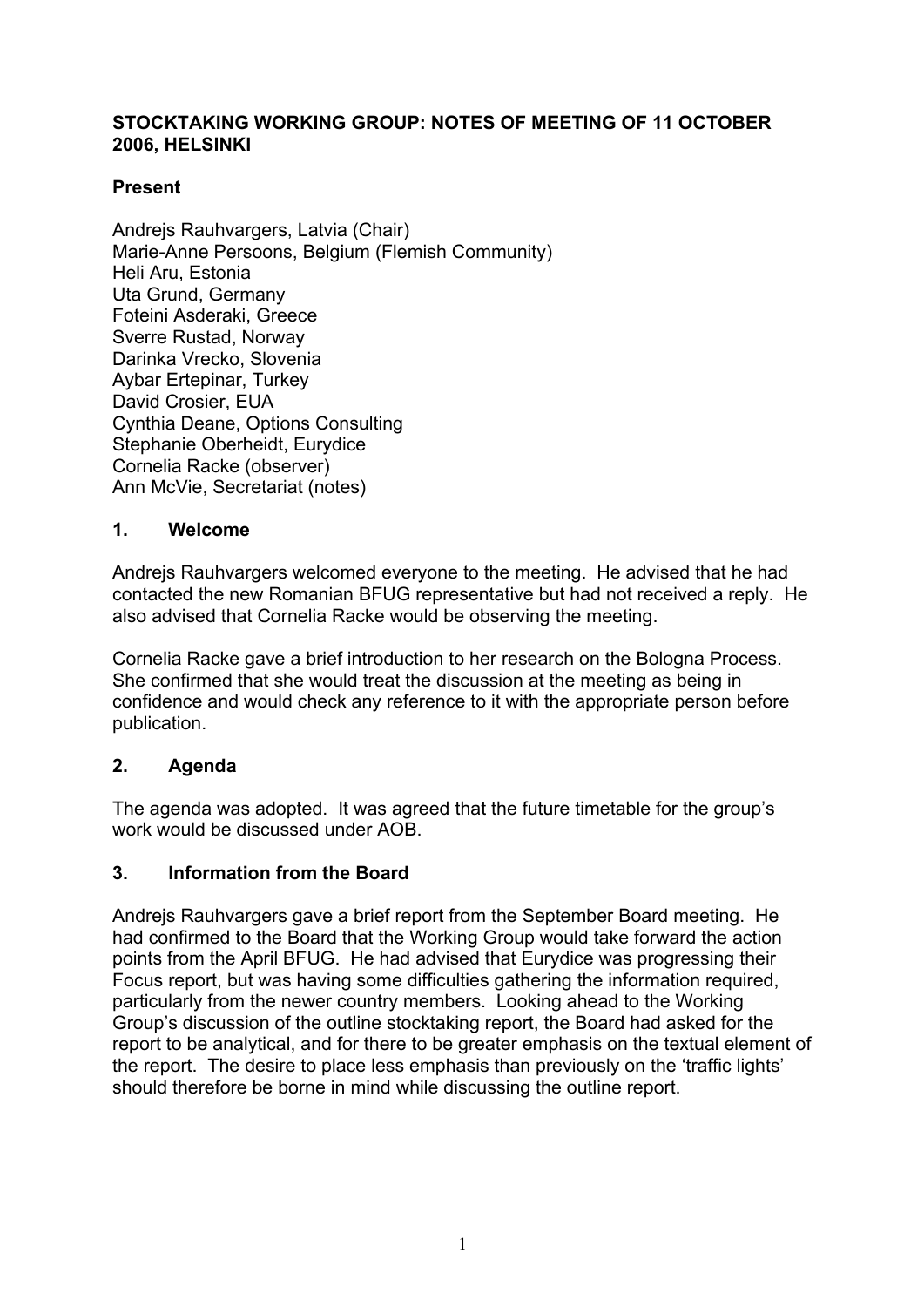# STOCKTAKING WORKING GROUP: NOTES OF MEETING OF 11 OCTOBER 2006, HELSINKI

## Present

Andrejs Rauhvargers, Latvia (Chair)
Marie-Anne Persoons, Belgium (Flemish Community)
Heli Aru, Estonia
Uta Grund, Germany
Foteini Asderaki, Greece
Sverre Rustad, Norway
Darinka Vrecko, Slovenia
Aybar Ertepinar, Turkey
David Crosier, EUA
Cynthia Deane, Options Consulting
Stephanie Oberheidt, Eurydice
Cornelia Racke (observer)
Ann McVie, Secretariat (notes)

## 1. Welcome

Andrejs Rauhvargers welcomed everyone to the meeting. He advised that he had contacted the new Romanian BFUG representative but had not received a reply. He also advised that Cornelia Racke would be observing the meeting.

Cornelia Racke gave a brief introduction to her research on the Bologna Process. She confirmed that she would treat the discussion at the meeting as being in confidence and would check any reference to it with the appropriate person before publication.

## 2. Agenda

The agenda was adopted. It was agreed that the future timetable for the group's work would be discussed under AOB.

## 3. Information from the Board

Andrejs Rauhvargers gave a brief report from the September Board meeting. He had confirmed to the Board that the Working Group would take forward the action points from the April BFUG. He had advised that Eurydice was progressing their Focus report, but was having some difficulties gathering the information required, particularly from the newer country members. Looking ahead to the Working Group's discussion of the outline stocktaking report, the Board had asked for the report to be analytical, and for there to be greater emphasis on the textual element of the report. The desire to place less emphasis than previously on the 'traffic lights' should therefore be borne in mind while discussing the outline report.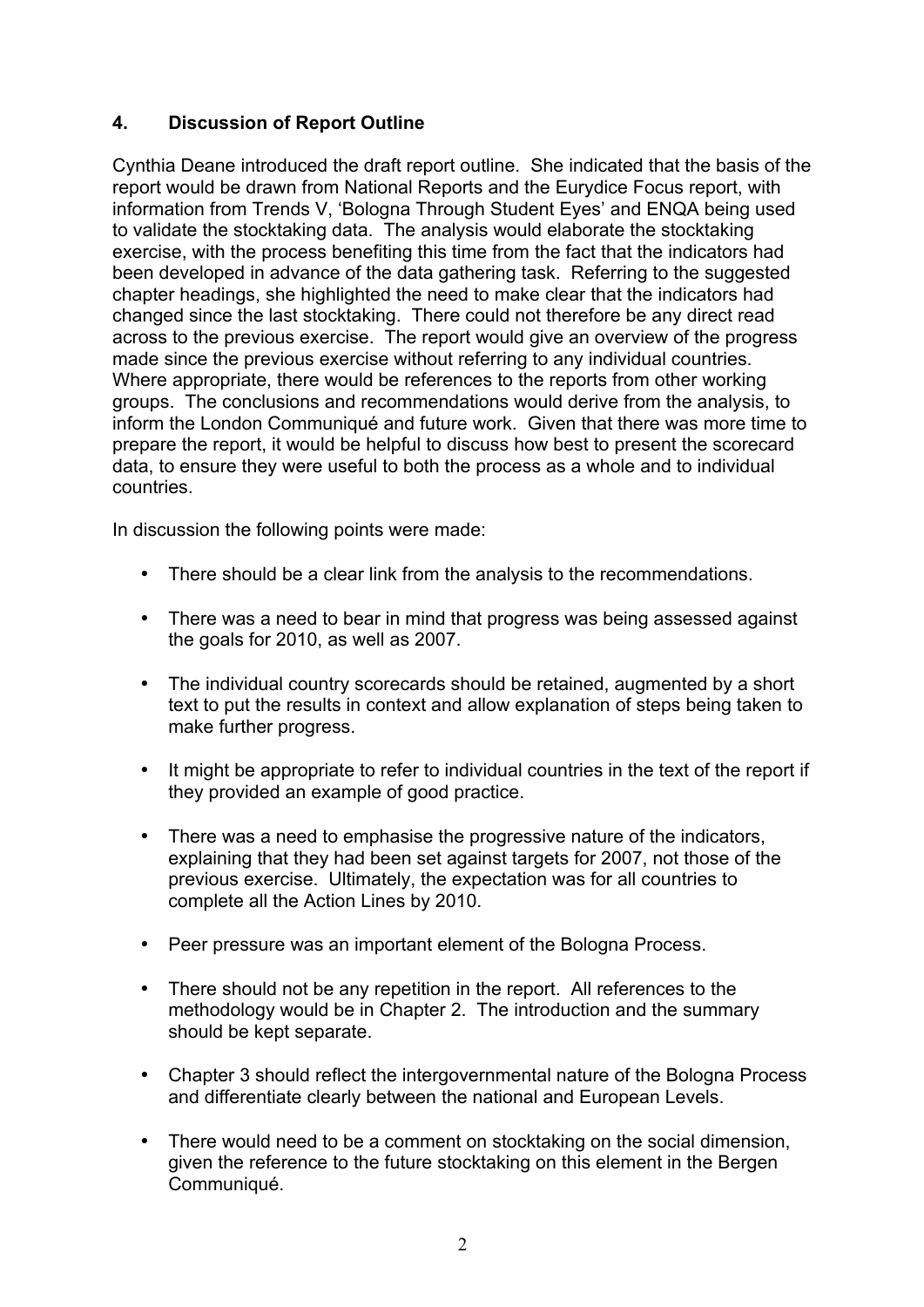## 4. Discussion of Report Outline

Cynthia Deane introduced the draft report outline. She indicated that the basis of the report would be drawn from National Reports and the Eurydice Focus report, with information from Trends V, 'Bologna Through Student Eyes' and ENQA being used to validate the stocktaking data. The analysis would elaborate the stocktaking exercise, with the process benefiting this time from the fact that the indicators had been developed in advance of the data gathering task. Referring to the suggested chapter headings, she highlighted the need to make clear that the indicators had changed since the last stocktaking. There could not therefore be any direct read across to the previous exercise. The report would give an overview of the progress made since the previous exercise without referring to any individual countries. Where appropriate, there would be references to the reports from other working groups. The conclusions and recommendations would derive from the analysis, to inform the London Communiqué and future work. Given that there was more time to prepare the report, it would be helpful to discuss how best to present the scorecard data, to ensure they were useful to both the process as a whole and to individual countries.

In discussion the following points were made:

- There should be a clear link from the analysis to the recommendations.
- There was a need to bear in mind that progress was being assessed against the goals for 2010, as well as 2007.
- The individual country scorecards should be retained, augmented by a short text to put the results in context and allow explanation of steps being taken to make further progress.
- It might be appropriate to refer to individual countries in the text of the report if they provided an example of good practice.
- There was a need to emphasise the progressive nature of the indicators, explaining that they had been set against targets for 2007, not those of the previous exercise. Ultimately, the expectation was for all countries to complete all the Action Lines by 2010.
- Peer pressure was an important element of the Bologna Process.
- There should not be any repetition in the report. All references to the methodology would be in Chapter 2. The introduction and the summary should be kept separate.
- Chapter 3 should reflect the intergovernmental nature of the Bologna Process and differentiate clearly between the national and European Levels.
- There would need to be a comment on stocktaking on the social dimension, given the reference to the future stocktaking on this element in the Bergen Communiqué.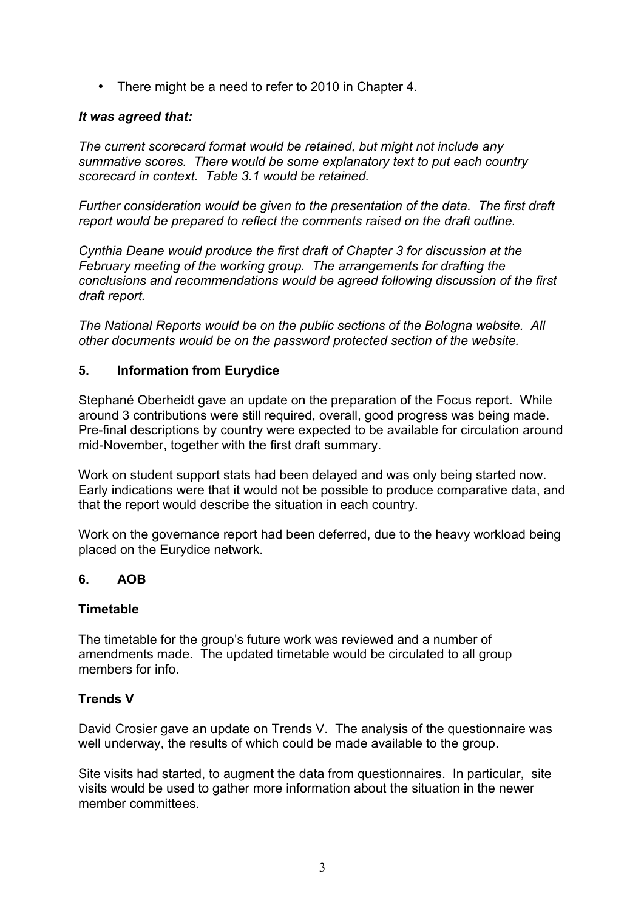- There might be a need to refer to 2010 in Chapter 4.

***It was agreed that:***

*The current scorecard format would be retained, but might not include any summative scores. There would be some explanatory text to put each country scorecard in context. Table 3.1 would be retained.*

*Further consideration would be given to the presentation of the data. The first draft report would be prepared to reflect the comments raised on the draft outline.*

*Cynthia Deane would produce the first draft of Chapter 3 for discussion at the February meeting of the working group. The arrangements for drafting the conclusions and recommendations would be agreed following discussion of the first draft report.*

*The National Reports would be on the public sections of the Bologna website. All other documents would be on the password protected section of the website.*

## 5. Information from Eurydice

Stephané Oberheidt gave an update on the preparation of the Focus report. While around 3 contributions were still required, overall, good progress was being made. Pre-final descriptions by country were expected to be available for circulation around mid-November, together with the first draft summary.

Work on student support stats had been delayed and was only being started now. Early indications were that it would not be possible to produce comparative data, and that the report would describe the situation in each country.

Work on the governance report had been deferred, due to the heavy workload being placed on the Eurydice network.

## 6. AOB

### Timetable

The timetable for the group's future work was reviewed and a number of amendments made. The updated timetable would be circulated to all group members for info.

### Trends V

David Crosier gave an update on Trends V. The analysis of the questionnaire was well underway, the results of which could be made available to the group.

Site visits had started, to augment the data from questionnaires. In particular, site visits would be used to gather more information about the situation in the newer member committees.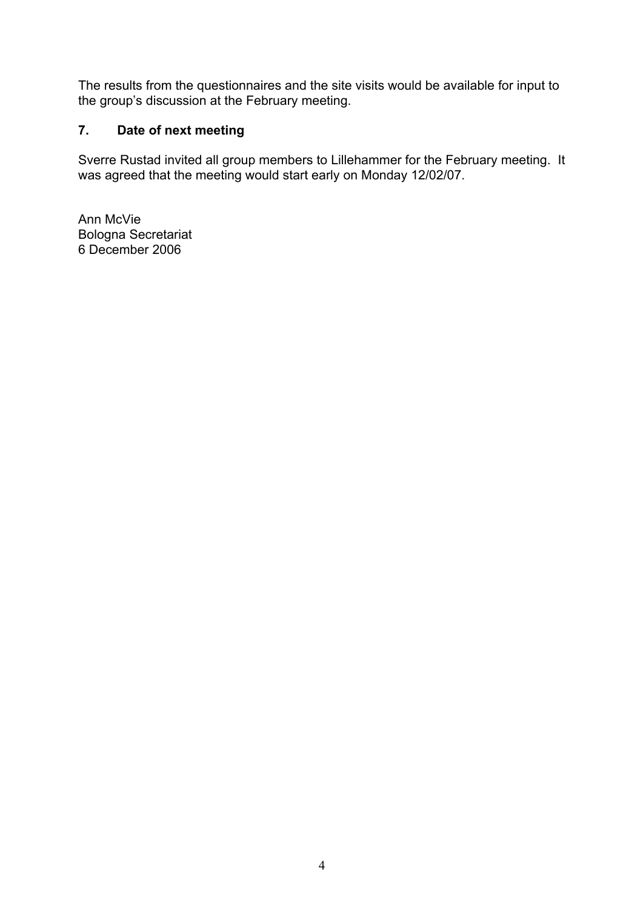The results from the questionnaires and the site visits would be available for input to the group's discussion at the February meeting.

## 7. Date of next meeting

Sverre Rustad invited all group members to Lillehammer for the February meeting. It was agreed that the meeting would start early on Monday 12/02/07.

Ann McVie  
Bologna Secretariat  
6 December 2006